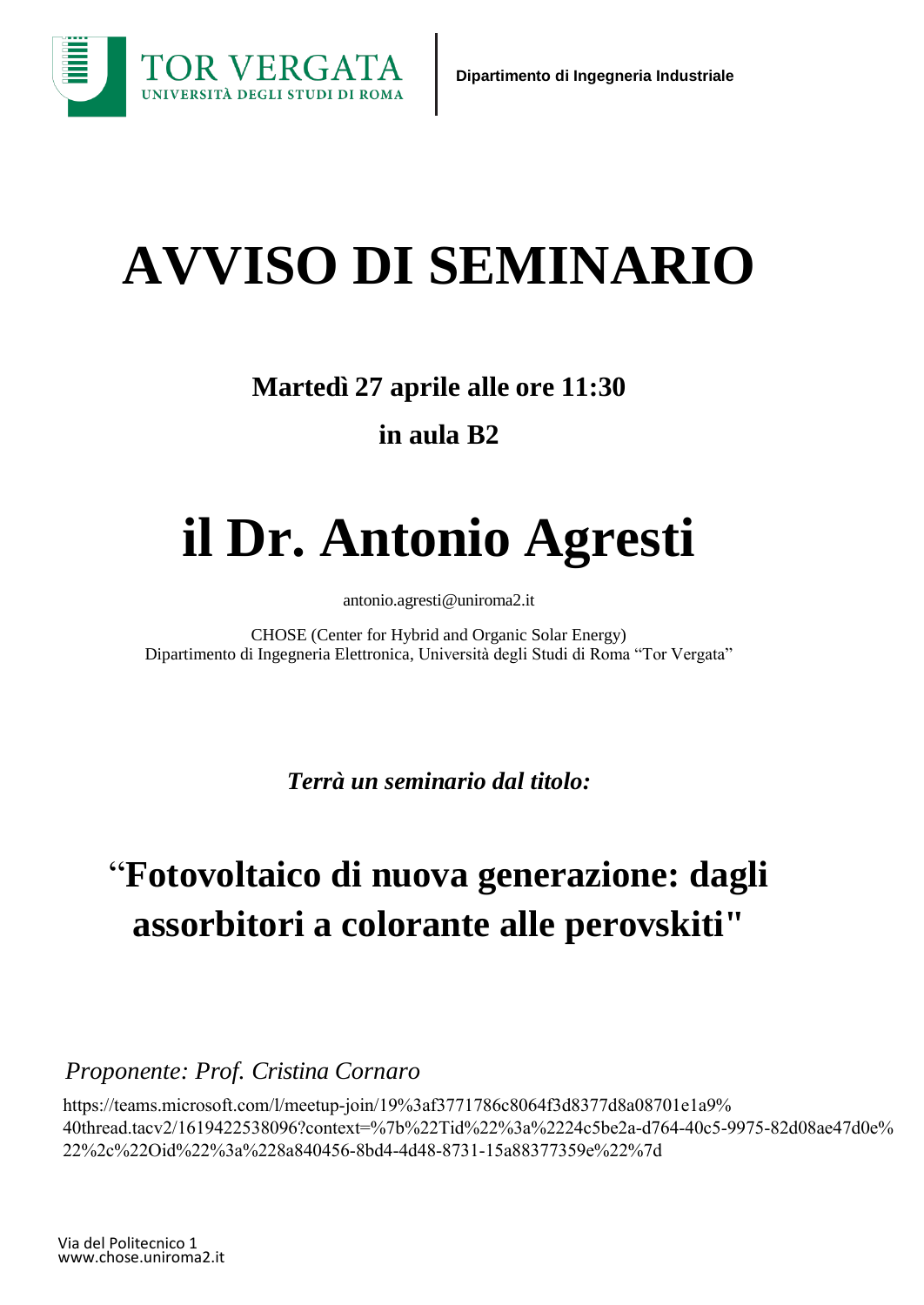TOR VERGATA
UNIVERSITÀ DEGLI STUDI DI ROMA

**Dipartimento di Ingegneria Industriale**

# AVVISO DI SEMINARIO

**Martedì 27 aprile alle ore 11:30**

**in aula B2**

# il Dr. Antonio Agresti

antonio.agresti@uniroma2.it

CHOSE (Center for Hybrid and Organic Solar Energy)
Dipartimento di Ingegneria Elettronica, Università degli Studi di Roma "Tor Vergata"

***Terrà un seminario dal titolo:***

## "Fotovoltaico di nuova generazione: dagli assorbitori a colorante alle perovskiti"

*Proponente: Prof. Cristina Cornaro*

https://teams.microsoft.com/l/meetup-join/19%3af3771786c8064f3d8377d8a08701e1a9%40thread.tacv2/1619422538096?context=%7b%22Tid%22%3a%2224c5be2a-d764-40c5-9975-82d08ae47d0e%22%2c%22Oid%22%3a%228a840456-8bd4-4d48-8731-15a88377359e%22%7d

Via del Politecnico 1
www.chose.uniroma2.it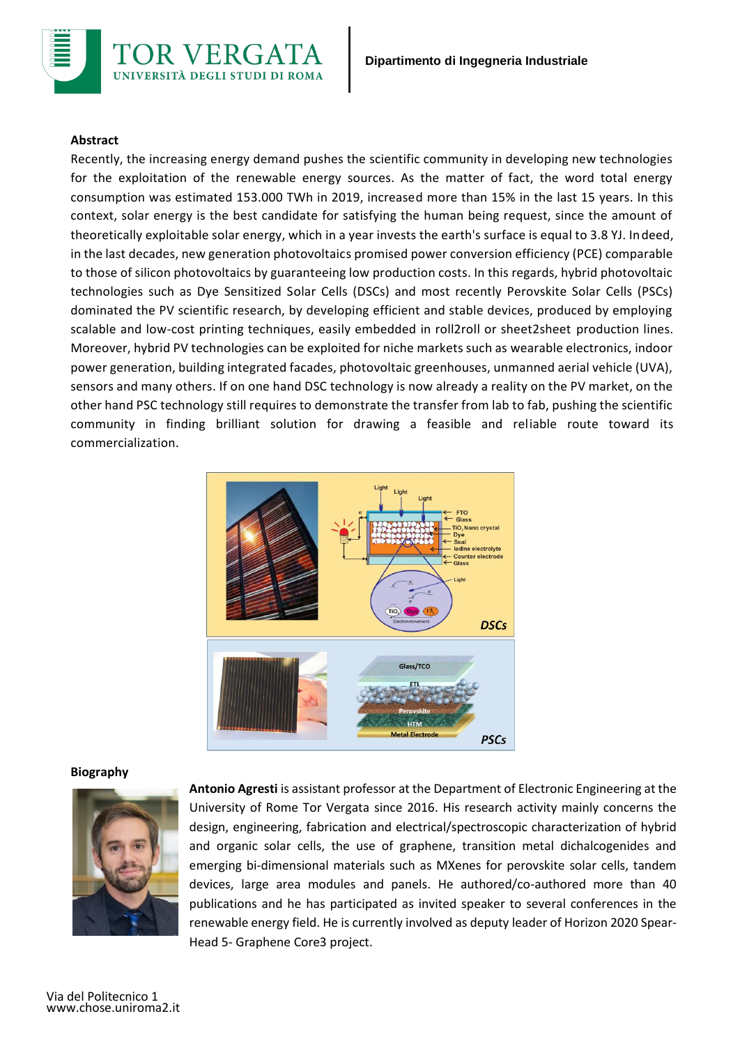**Abstract**

Recently, the increasing energy demand pushes the scientific community in developing new technologies for the exploitation of the renewable energy sources. As the matter of fact, the word total energy consumption was estimated 153.000 TWh in 2019, increased more than 15% in the last 15 years. In this context, solar energy is the best candidate for satisfying the human being request, since the amount of theoretically exploitable solar energy, which in a year invests the earth's surface is equal to 3.8 YJ. Indeed, in the last decades, new generation photovoltaics promised power conversion efficiency (PCE) comparable to those of silicon photovoltaics by guaranteeing low production costs. In this regards, hybrid photovoltaic technologies such as Dye Sensitized Solar Cells (DSCs) and most recently Perovskite Solar Cells (PSCs) dominated the PV scientific research, by developing efficient and stable devices, produced by employing scalable and low-cost printing techniques, easily embedded in roll2roll or sheet2sheet production lines. Moreover, hybrid PV technologies can be exploited for niche markets such as wearable electronics, indoor power generation, building integrated facades, photovoltaic greenhouses, unmanned aerial vehicle (UVA), sensors and many others. If on one hand DSC technology is now already a reality on the PV market, on the other hand PSC technology still requires to demonstrate the transfer from lab to fab, pushing the scientific community in finding brilliant solution for drawing a feasible and reliable route toward its commercialization.

Light
Light
Light
FTO
Glass
$TiO_2$ Nano crystal
Dye
Seal
Iodine electrolyte
Counter electrode
Glass
Light
$TiO_2$ Dye $I^-/I_3^-$
Electron movement
DSCs

Glass/TCO
ETL
Perovskite
HTM
Metal Electrode
PSCs

**Biography**

**Antonio Agresti** is assistant professor at the Department of Electronic Engineering at the University of Rome Tor Vergata since 2016. His research activity mainly concerns the design, engineering, fabrication and electrical/spectroscopic characterization of hybrid and organic solar cells, the use of graphene, transition metal dichalcogenides and emerging bi-dimensional materials such as MXenes for perovskite solar cells, tandem devices, large area modules and panels. He authored/co-authored more than 40 publications and he has participated as invited speaker to several conferences in the renewable energy field. He is currently involved as deputy leader of Horizon 2020 Spear-Head 5- Graphene Core3 project.